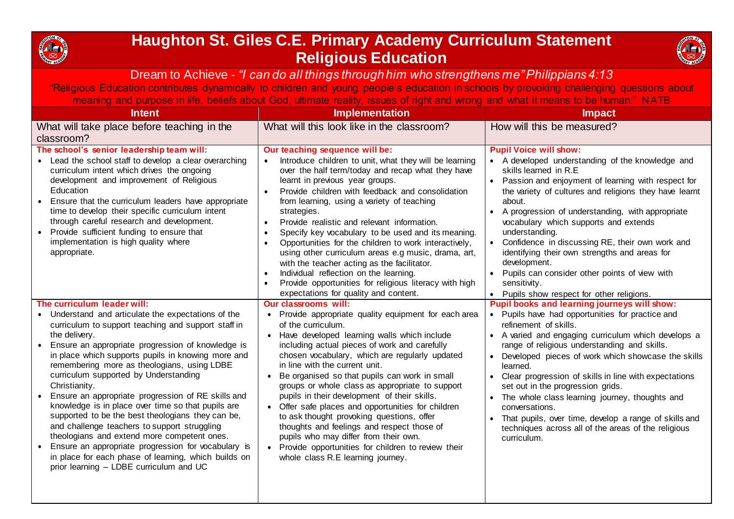# Haughton St. Giles C.E. Primary Academy Curriculum Statement
## Religious Education

Dream to Achieve - *"I can do all things through him who strengthens me" Philippians 4:13*

"Religious Education contributes dynamically to children and young people's education in schools by provoking challenging questions about meaning and purpose in life, beliefs about God, ultimate reality, issues of right and wrong and what it means to be human." NATB

| Intent | Implementation | Impact |
|---|---|---|
| What will take place before teaching in the classroom? | What will this look like in the classroom? | How will this be measured? |
| **The school's senior leadership team will:**<br>• Lead the school staff to develop a clear overarching curriculum intent which drives the ongoing development and improvement of Religious Education<br>• Ensure that the curriculum leaders have appropriate time to develop their specific curriculum intent through careful research and development.<br>• Provide sufficient funding to ensure that implementation is high quality where appropriate. | **Our teaching sequence will be:**<br>• Introduce children to unit, what they will be learning over the half term/today and recap what they have learnt in previous year groups.<br>• Provide children with feedback and consolidation from learning, using a variety of teaching strategies.<br>• Provide realistic and relevant information.<br>• Specify key vocabulary to be used and its meaning.<br>• Opportunities for the children to work interactively, using other curriculum areas e.g music, drama, art, with the teacher acting as the facilitator.<br>• Individual reflection on the learning.<br>• Provide opportunities for religious literacy with high expectations for quality and content. | **Pupil Voice will show:**<br>• A developed understanding of the knowledge and skills learned in R.E<br>• Passion and enjoyment of learning with respect for the variety of cultures and religions they have learnt about.<br>• A progression of understanding, with appropriate vocabulary which supports and extends understanding.<br>• Confidence in discussing RE, their own work and identifying their own strengths and areas for development.<br>• Pupils can consider other points of view with sensitivity.<br>• Pupils show respect for other religions. |
| **The curriculum leader will:**<br>• Understand and articulate the expectations of the curriculum to support teaching and support staff in the delivery.<br>• Ensure an appropriate progression of knowledge is in place which supports pupils in knowing more and remembering more as theologians, using LDBE curriculum supported by Understanding Christianity.<br>• Ensure an appropriate progression of RE skills and knowledge is in place over time so that pupils are supported to be the best theologians they can be, and challenge teachers to support struggling theologians and extend more competent ones.<br>• Ensure an appropriate progression for vocabulary is in place for each phase of learning, which builds on prior learning – LDBE curriculum and UC | **Our classrooms will:**<br>• Provide appropriate quality equipment for each area of the curriculum.<br>• Have developed learning walls which include including actual pieces of work and carefully chosen vocabulary, which are regularly updated in line with the current unit.<br>• Be organised so that pupils can work in small groups or whole class as appropriate to support pupils in their development of their skills.<br>• Offer safe places and opportunities for children to ask thought provoking questions, offer thoughts and feelings and respect those of pupils who may differ from their own.<br>• Provide opportunities for children to review their whole class R.E learning journey. | **Pupil books and learning journeys will show:**<br>• Pupils have had opportunities for practice and refinement of skills.<br>• A varied and engaging curriculum which develops a range of religious understanding and skills.<br>• Developed pieces of work which showcase the skills learned.<br>• Clear progression of skills in line with expectations set out in the progression grids.<br>• The whole class learning journey, thoughts and conversations.<br>• That pupils, over time, develop a range of skills and techniques across all of the areas of the religious curriculum. |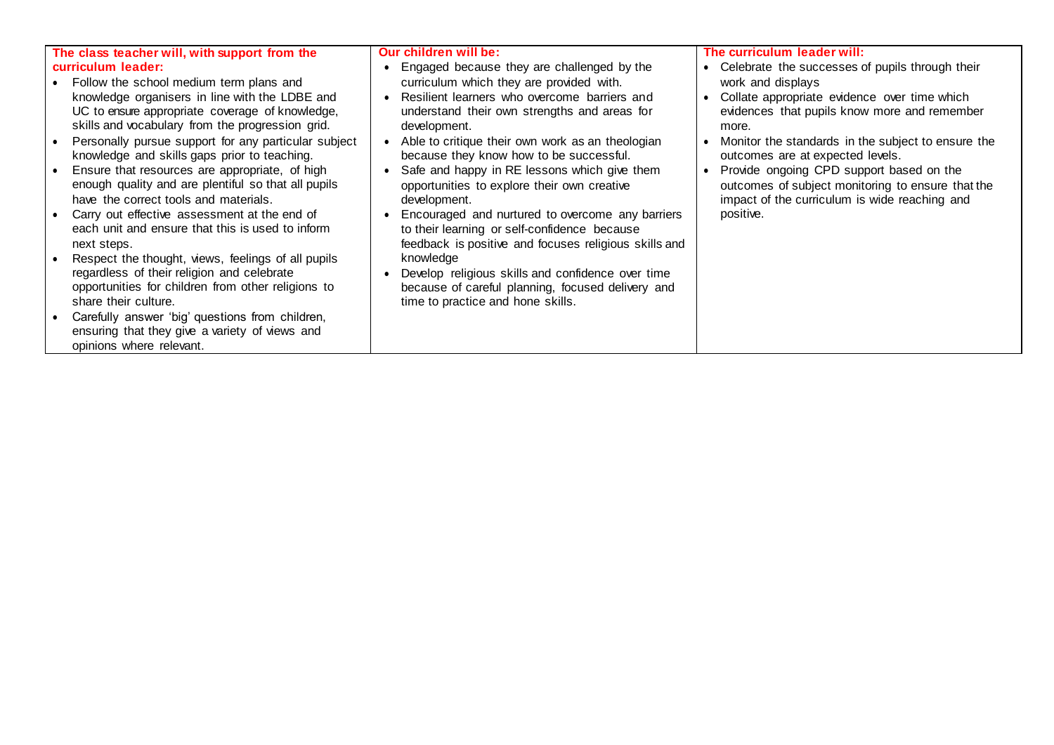| The class teacher will, with support from the curriculum leader: | Our children will be: | The curriculum leader will: |
| --- | --- | --- |
| • Follow the school medium term plans and knowledge organisers in line with the LDBE and UC to ensure appropriate coverage of knowledge, skills and vocabulary from the progression grid.<br>• Personally pursue support for any particular subject knowledge and skills gaps prior to teaching.<br>• Ensure that resources are appropriate, of high enough quality and are plentiful so that all pupils have the correct tools and materials.<br>• Carry out effective assessment at the end of each unit and ensure that this is used to inform next steps.<br>• Respect the thought, views, feelings of all pupils regardless of their religion and celebrate opportunities for children from other religions to share their culture.<br>• Carefully answer 'big' questions from children, ensuring that they give a variety of views and opinions where relevant. | • Engaged because they are challenged by the curriculum which they are provided with.<br>• Resilient learners who overcome barriers and understand their own strengths and areas for development.<br>• Able to critique their own work as an theologian because they know how to be successful.<br>• Safe and happy in RE lessons which give them opportunities to explore their own creative development.<br>• Encouraged and nurtured to overcome any barriers to their learning or self-confidence because feedback is positive and focuses religious skills and knowledge<br>• Develop religious skills and confidence over time because of careful planning, focused delivery and time to practice and hone skills. | • Celebrate the successes of pupils through their work and displays<br>• Collate appropriate evidence over time which evidences that pupils know more and remember more.<br>• Monitor the standards in the subject to ensure the outcomes are at expected levels.<br>• Provide ongoing CPD support based on the outcomes of subject monitoring to ensure that the impact of the curriculum is wide reaching and positive. |